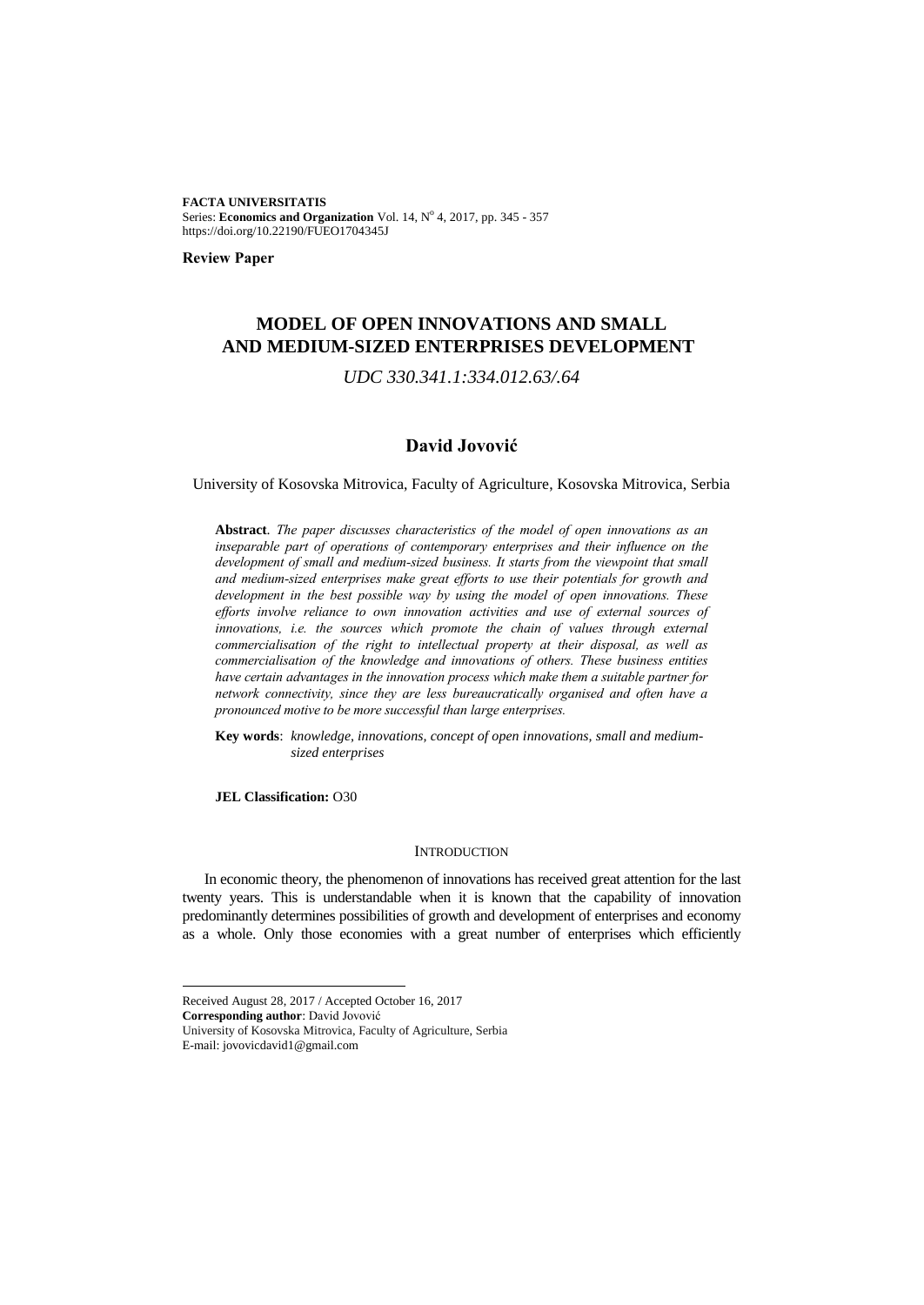**FACTA UNIVERSITATIS**
Series: **Economics and Organization** Vol. 14, N° 4, 2017, pp. 345 - 357
https://doi.org/10.22190/FUEO1704345J

**Review Paper**

# MODEL OF OPEN INNOVATIONS AND SMALL AND MEDIUM-SIZED ENTERPRISES DEVELOPMENT

*UDC 330.341.1:334.012.63/.64*

## David Jovović

University of Kosovska Mitrovica, Faculty of Agriculture, Kosovska Mitrovica, Serbia

**Abstract**. *The paper discusses characteristics of the model of open innovations as an inseparable part of operations of contemporary enterprises and their influence on the development of small and medium-sized business. It starts from the viewpoint that small and medium-sized enterprises make great efforts to use their potentials for growth and development in the best possible way by using the model of open innovations. These efforts involve reliance to own innovation activities and use of external sources of innovations, i.e. the sources which promote the chain of values through external commercialisation of the right to intellectual property at their disposal, as well as commercialisation of the knowledge and innovations of others. These business entities have certain advantages in the innovation process which make them a suitable partner for network connectivity, since they are less bureaucratically organised and often have a pronounced motive to be more successful than large enterprises.*

**Key words**: *knowledge, innovations, concept of open innovations, small and medium-sized enterprises*

**JEL Classification:** O30

## INTRODUCTION

In economic theory, the phenomenon of innovations has received great attention for the last twenty years. This is understandable when it is known that the capability of innovation predominantly determines possibilities of growth and development of enterprises and economy as a whole. Only those economies with a great number of enterprises which efficiently

---

Received August 28, 2017 / Accepted October 16, 2017
**Corresponding author**: David Jovović
University of Kosovska Mitrovica, Faculty of Agriculture, Serbia
E-mail: jovovicdavid1@gmail.com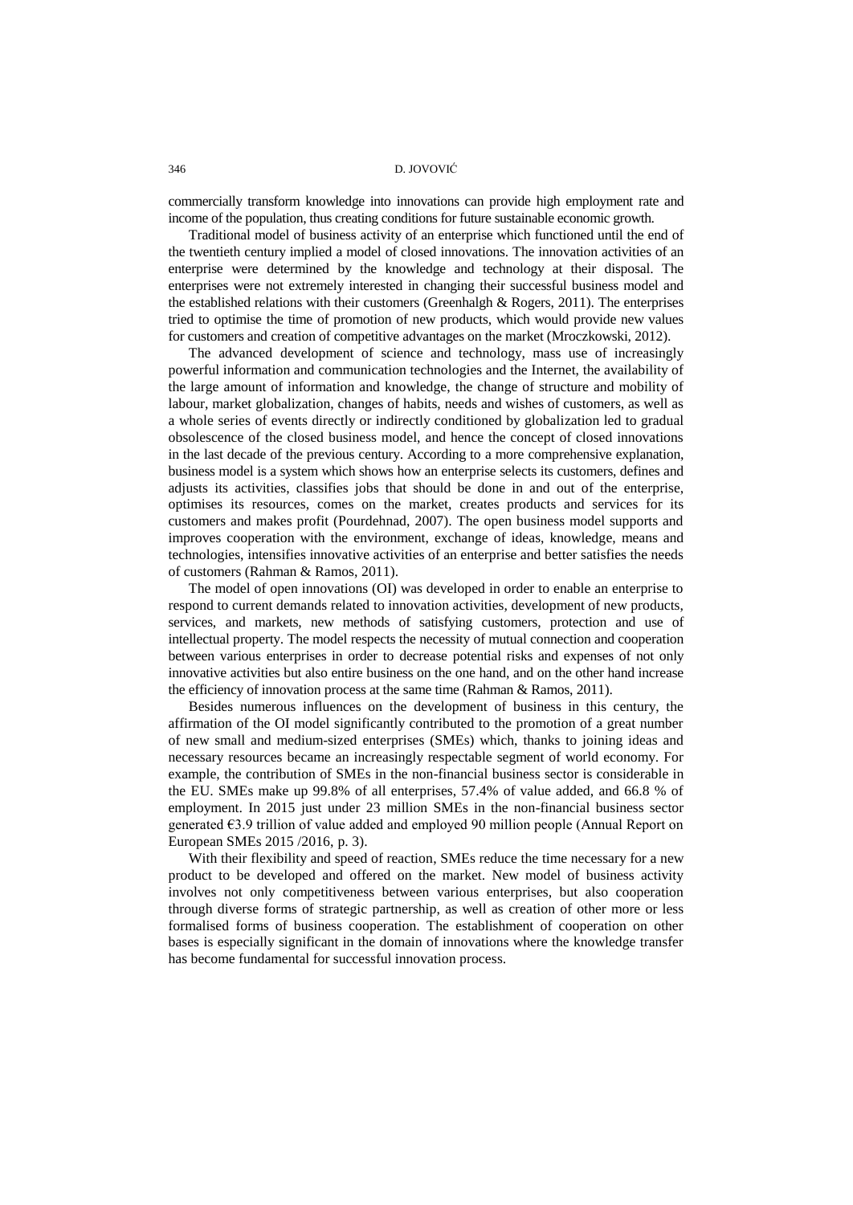commercially transform knowledge into innovations can provide high employment rate and income of the population, thus creating conditions for future sustainable economic growth.

Traditional model of business activity of an enterprise which functioned until the end of the twentieth century implied a model of closed innovations. The innovation activities of an enterprise were determined by the knowledge and technology at their disposal. The enterprises were not extremely interested in changing their successful business model and the established relations with their customers (Greenhalgh & Rogers, 2011). The enterprises tried to optimise the time of promotion of new products, which would provide new values for customers and creation of competitive advantages on the market (Mroczkowski, 2012).

The advanced development of science and technology, mass use of increasingly powerful information and communication technologies and the Internet, the availability of the large amount of information and knowledge, the change of structure and mobility of labour, market globalization, changes of habits, needs and wishes of customers, as well as a whole series of events directly or indirectly conditioned by globalization led to gradual obsolescence of the closed business model, and hence the concept of closed innovations in the last decade of the previous century. According to a more comprehensive explanation, business model is a system which shows how an enterprise selects its customers, defines and adjusts its activities, classifies jobs that should be done in and out of the enterprise, optimises its resources, comes on the market, creates products and services for its customers and makes profit (Pourdehnad, 2007). The open business model supports and improves cooperation with the environment, exchange of ideas, knowledge, means and technologies, intensifies innovative activities of an enterprise and better satisfies the needs of customers (Rahman & Ramos, 2011).

The model of open innovations (OI) was developed in order to enable an enterprise to respond to current demands related to innovation activities, development of new products, services, and markets, new methods of satisfying customers, protection and use of intellectual property. The model respects the necessity of mutual connection and cooperation between various enterprises in order to decrease potential risks and expenses of not only innovative activities but also entire business on the one hand, and on the other hand increase the efficiency of innovation process at the same time (Rahman & Ramos, 2011).

Besides numerous influences on the development of business in this century, the affirmation of the OI model significantly contributed to the promotion of a great number of new small and medium-sized enterprises (SMEs) which, thanks to joining ideas and necessary resources became an increasingly respectable segment of world economy. For example, the contribution of SMEs in the non-financial business sector is considerable in the EU. SMEs make up 99.8% of all enterprises, 57.4% of value added, and 66.8 % of employment. In 2015 just under 23 million SMEs in the non-financial business sector generated €3.9 trillion of value added and employed 90 million people (Annual Report on European SMEs 2015 /2016, p. 3).

With their flexibility and speed of reaction, SMEs reduce the time necessary for a new product to be developed and offered on the market. New model of business activity involves not only competitiveness between various enterprises, but also cooperation through diverse forms of strategic partnership, as well as creation of other more or less formalised forms of business cooperation. The establishment of cooperation on other bases is especially significant in the domain of innovations where the knowledge transfer has become fundamental for successful innovation process.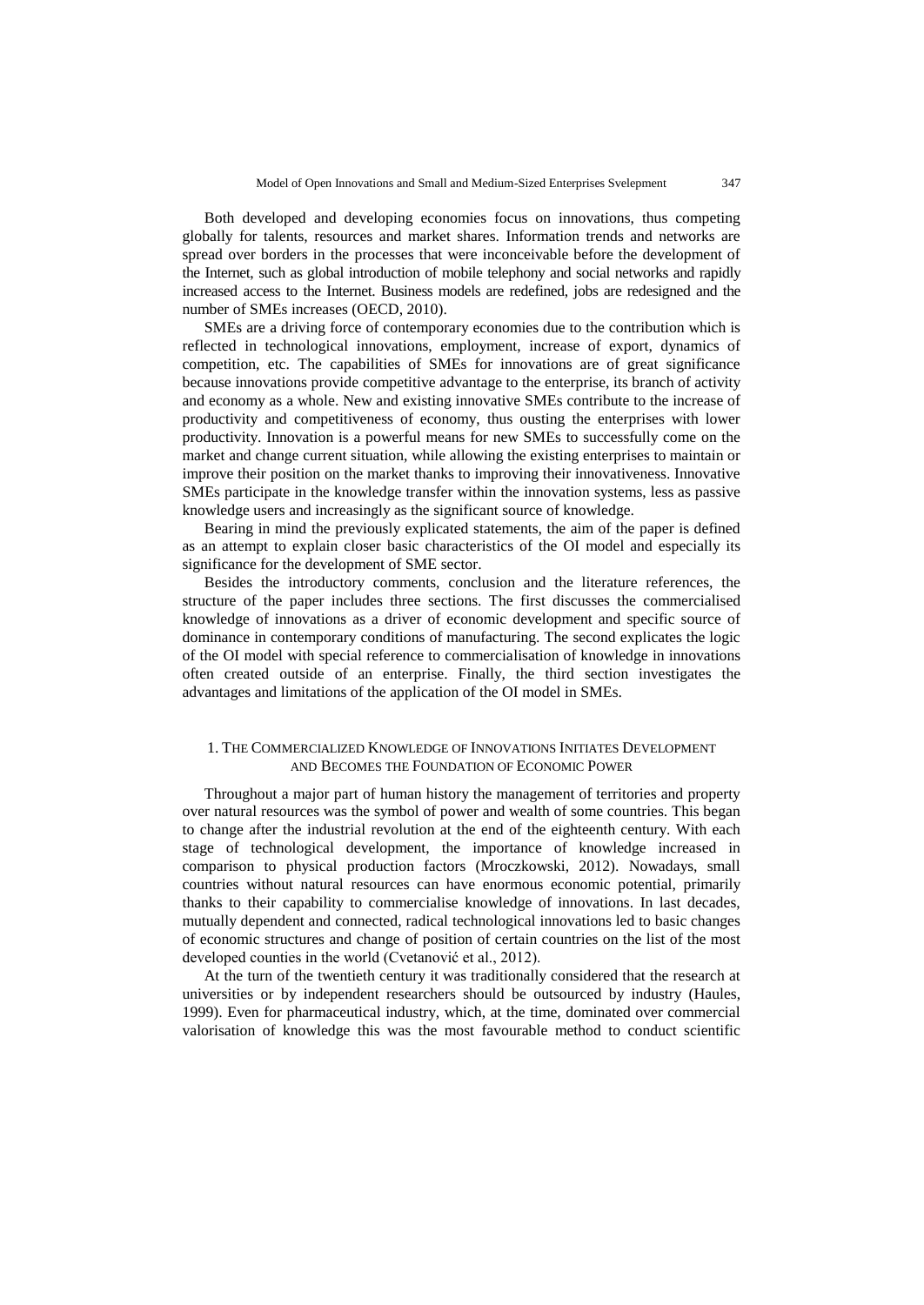Both developed and developing economies focus on innovations, thus competing globally for talents, resources and market shares. Information trends and networks are spread over borders in the processes that were inconceivable before the development of the Internet, such as global introduction of mobile telephony and social networks and rapidly increased access to the Internet. Business models are redefined, jobs are redesigned and the number of SMEs increases (OECD, 2010).

SMEs are a driving force of contemporary economies due to the contribution which is reflected in technological innovations, employment, increase of export, dynamics of competition, etc. The capabilities of SMEs for innovations are of great significance because innovations provide competitive advantage to the enterprise, its branch of activity and economy as a whole. New and existing innovative SMEs contribute to the increase of productivity and competitiveness of economy, thus ousting the enterprises with lower productivity. Innovation is a powerful means for new SMEs to successfully come on the market and change current situation, while allowing the existing enterprises to maintain or improve their position on the market thanks to improving their innovativeness. Innovative SMEs participate in the knowledge transfer within the innovation systems, less as passive knowledge users and increasingly as the significant source of knowledge.

Bearing in mind the previously explicated statements, the aim of the paper is defined as an attempt to explain closer basic characteristics of the OI model and especially its significance for the development of SME sector.

Besides the introductory comments, conclusion and the literature references, the structure of the paper includes three sections. The first discusses the commercialised knowledge of innovations as a driver of economic development and specific source of dominance in contemporary conditions of manufacturing. The second explicates the logic of the OI model with special reference to commercialisation of knowledge in innovations often created outside of an enterprise. Finally, the third section investigates the advantages and limitations of the application of the OI model in SMEs.

## 1. The Commercialized Knowledge of Innovations Initiates Development and Becomes the Foundation of Economic Power

Throughout a major part of human history the management of territories and property over natural resources was the symbol of power and wealth of some countries. This began to change after the industrial revolution at the end of the eighteenth century. With each stage of technological development, the importance of knowledge increased in comparison to physical production factors (Mroczkowski, 2012). Nowadays, small countries without natural resources can have enormous economic potential, primarily thanks to their capability to commercialise knowledge of innovations. In last decades, mutually dependent and connected, radical technological innovations led to basic changes of economic structures and change of position of certain countries on the list of the most developed counties in the world (Cvetanović et al., 2012).

At the turn of the twentieth century it was traditionally considered that the research at universities or by independent researchers should be outsourced by industry (Haules, 1999). Even for pharmaceutical industry, which, at the time, dominated over commercial valorisation of knowledge this was the most favourable method to conduct scientific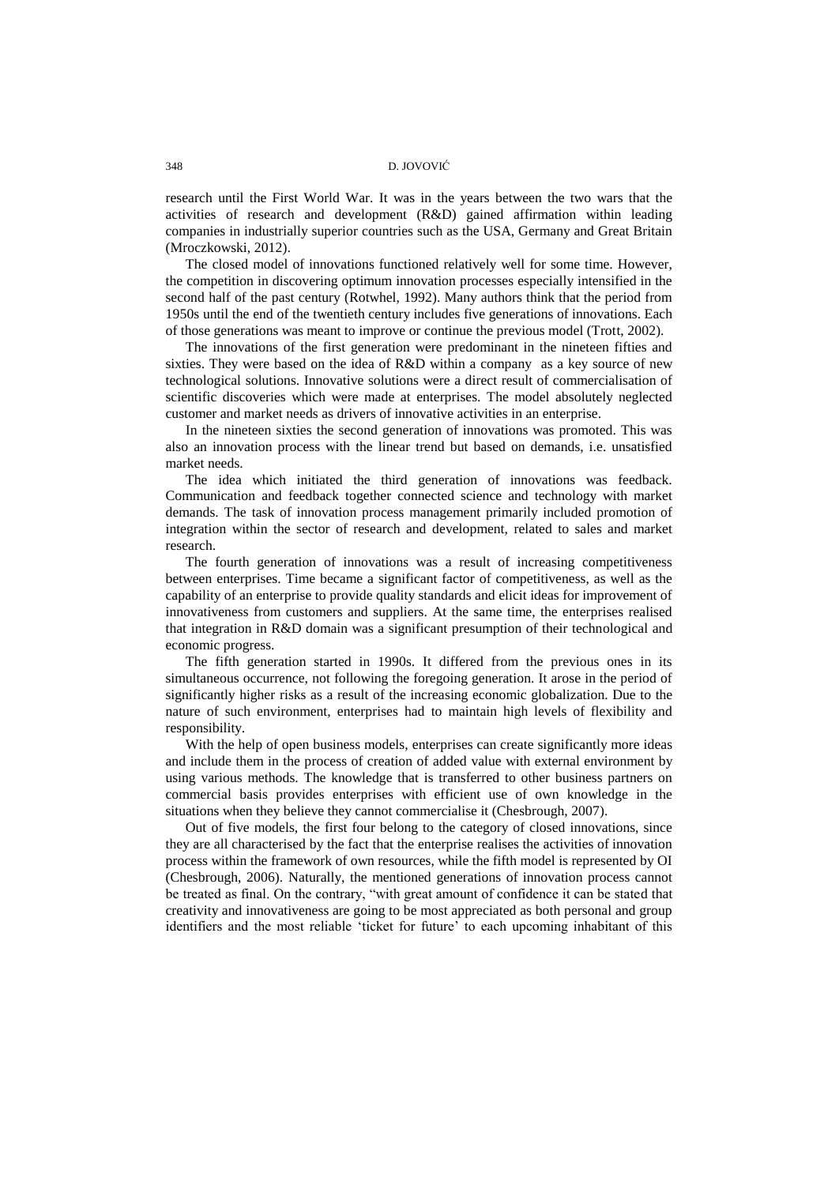research until the First World War. It was in the years between the two wars that the activities of research and development (R&D) gained affirmation within leading companies in industrially superior countries such as the USA, Germany and Great Britain (Mroczkowski, 2012).

The closed model of innovations functioned relatively well for some time. However, the competition in discovering optimum innovation processes especially intensified in the second half of the past century (Rotwhel, 1992). Many authors think that the period from 1950s until the end of the twentieth century includes five generations of innovations. Each of those generations was meant to improve or continue the previous model (Trott, 2002).

The innovations of the first generation were predominant in the nineteen fifties and sixties. They were based on the idea of R&D within a company as a key source of new technological solutions. Innovative solutions were a direct result of commercialisation of scientific discoveries which were made at enterprises. The model absolutely neglected customer and market needs as drivers of innovative activities in an enterprise.

In the nineteen sixties the second generation of innovations was promoted. This was also an innovation process with the linear trend but based on demands, i.e. unsatisfied market needs.

The idea which initiated the third generation of innovations was feedback. Communication and feedback together connected science and technology with market demands. The task of innovation process management primarily included promotion of integration within the sector of research and development, related to sales and market research.

The fourth generation of innovations was a result of increasing competitiveness between enterprises. Time became a significant factor of competitiveness, as well as the capability of an enterprise to provide quality standards and elicit ideas for improvement of innovativeness from customers and suppliers. At the same time, the enterprises realised that integration in R&D domain was a significant presumption of their technological and economic progress.

The fifth generation started in 1990s. It differed from the previous ones in its simultaneous occurrence, not following the foregoing generation. It arose in the period of significantly higher risks as a result of the increasing economic globalization. Due to the nature of such environment, enterprises had to maintain high levels of flexibility and responsibility.

With the help of open business models, enterprises can create significantly more ideas and include them in the process of creation of added value with external environment by using various methods. The knowledge that is transferred to other business partners on commercial basis provides enterprises with efficient use of own knowledge in the situations when they believe they cannot commercialise it (Chesbrough, 2007).

Out of five models, the first four belong to the category of closed innovations, since they are all characterised by the fact that the enterprise realises the activities of innovation process within the framework of own resources, while the fifth model is represented by OI (Chesbrough, 2006). Naturally, the mentioned generations of innovation process cannot be treated as final. On the contrary, "with great amount of confidence it can be stated that creativity and innovativeness are going to be most appreciated as both personal and group identifiers and the most reliable 'ticket for future' to each upcoming inhabitant of this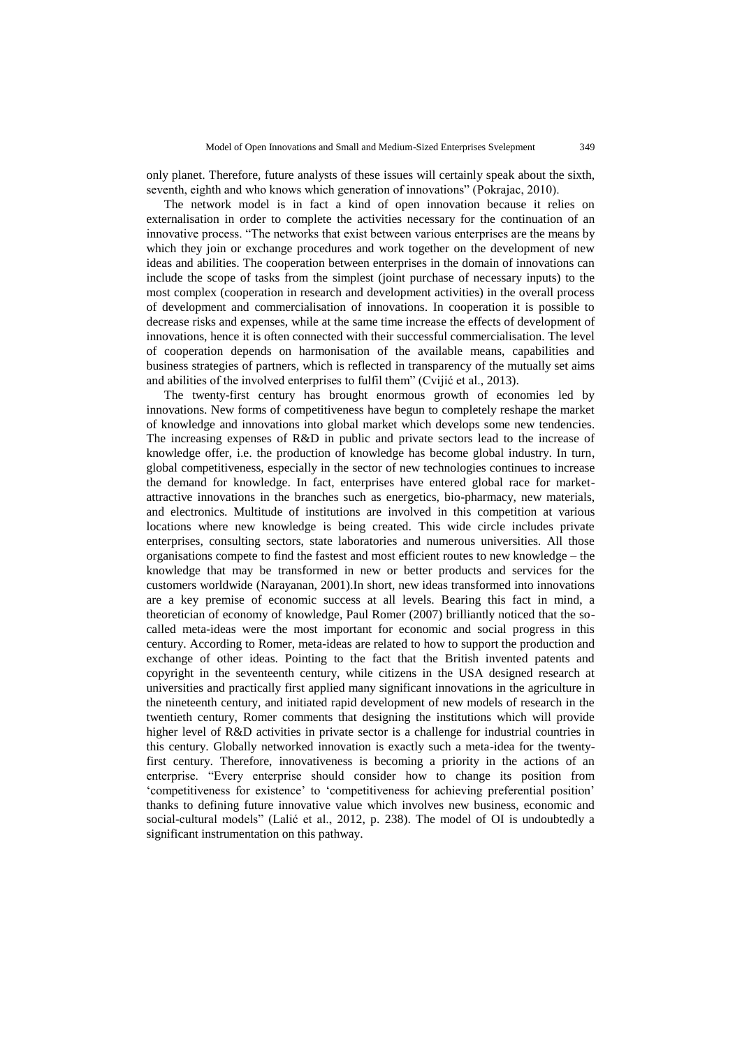only planet. Therefore, future analysts of these issues will certainly speak about the sixth, seventh, eighth and who knows which generation of innovations" (Pokrajac, 2010).

The network model is in fact a kind of open innovation because it relies on externalisation in order to complete the activities necessary for the continuation of an innovative process. "The networks that exist between various enterprises are the means by which they join or exchange procedures and work together on the development of new ideas and abilities. The cooperation between enterprises in the domain of innovations can include the scope of tasks from the simplest (joint purchase of necessary inputs) to the most complex (cooperation in research and development activities) in the overall process of development and commercialisation of innovations. In cooperation it is possible to decrease risks and expenses, while at the same time increase the effects of development of innovations, hence it is often connected with their successful commercialisation. The level of cooperation depends on harmonisation of the available means, capabilities and business strategies of partners, which is reflected in transparency of the mutually set aims and abilities of the involved enterprises to fulfil them" (Cvijić et al., 2013).

The twenty-first century has brought enormous growth of economies led by innovations. New forms of competitiveness have begun to completely reshape the market of knowledge and innovations into global market which develops some new tendencies. The increasing expenses of R&D in public and private sectors lead to the increase of knowledge offer, i.e. the production of knowledge has become global industry. In turn, global competitiveness, especially in the sector of new technologies continues to increase the demand for knowledge. In fact, enterprises have entered global race for market-attractive innovations in the branches such as energetics, bio-pharmacy, new materials, and electronics. Multitude of institutions are involved in this competition at various locations where new knowledge is being created. This wide circle includes private enterprises, consulting sectors, state laboratories and numerous universities. All those organisations compete to find the fastest and most efficient routes to new knowledge – the knowledge that may be transformed in new or better products and services for the customers worldwide (Narayanan, 2001).In short, new ideas transformed into innovations are a key premise of economic success at all levels. Bearing this fact in mind, a theoretician of economy of knowledge, Paul Romer (2007) brilliantly noticed that the so-called meta-ideas were the most important for economic and social progress in this century. According to Romer, meta-ideas are related to how to support the production and exchange of other ideas. Pointing to the fact that the British invented patents and copyright in the seventeenth century, while citizens in the USA designed research at universities and practically first applied many significant innovations in the agriculture in the nineteenth century, and initiated rapid development of new models of research in the twentieth century, Romer comments that designing the institutions which will provide higher level of R&D activities in private sector is a challenge for industrial countries in this century. Globally networked innovation is exactly such a meta-idea for the twenty-first century. Therefore, innovativeness is becoming a priority in the actions of an enterprise. "Every enterprise should consider how to change its position from 'competitiveness for existence' to 'competitiveness for achieving preferential position' thanks to defining future innovative value which involves new business, economic and social-cultural models" (Lalić et al., 2012, p. 238). The model of OI is undoubtedly a significant instrumentation on this pathway.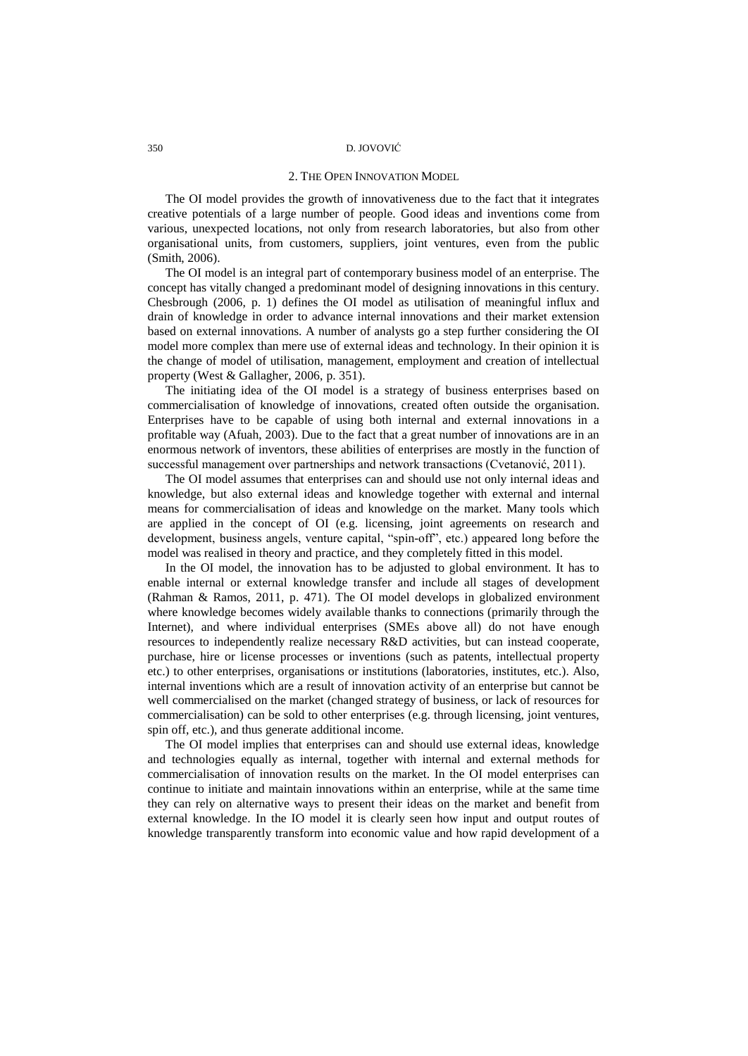## 2. THE OPEN INNOVATION MODEL

The OI model provides the growth of innovativeness due to the fact that it integrates creative potentials of a large number of people. Good ideas and inventions come from various, unexpected locations, not only from research laboratories, but also from other organisational units, from customers, suppliers, joint ventures, even from the public (Smith, 2006).

The OI model is an integral part of contemporary business model of an enterprise. The concept has vitally changed a predominant model of designing innovations in this century. Chesbrough (2006, p. 1) defines the OI model as utilisation of meaningful influx and drain of knowledge in order to advance internal innovations and their market extension based on external innovations. A number of analysts go a step further considering the OI model more complex than mere use of external ideas and technology. In their opinion it is the change of model of utilisation, management, employment and creation of intellectual property (West & Gallagher, 2006, p. 351).

The initiating idea of the OI model is a strategy of business enterprises based on commercialisation of knowledge of innovations, created often outside the organisation. Enterprises have to be capable of using both internal and external innovations in a profitable way (Afuah, 2003). Due to the fact that a great number of innovations are in an enormous network of inventors, these abilities of enterprises are mostly in the function of successful management over partnerships and network transactions (Cvetanović, 2011).

The OI model assumes that enterprises can and should use not only internal ideas and knowledge, but also external ideas and knowledge together with external and internal means for commercialisation of ideas and knowledge on the market. Many tools which are applied in the concept of OI (e.g. licensing, joint agreements on research and development, business angels, venture capital, "spin-off", etc.) appeared long before the model was realised in theory and practice, and they completely fitted in this model.

In the OI model, the innovation has to be adjusted to global environment. It has to enable internal or external knowledge transfer and include all stages of development (Rahman & Ramos, 2011, p. 471). The OI model develops in globalized environment where knowledge becomes widely available thanks to connections (primarily through the Internet), and where individual enterprises (SMEs above all) do not have enough resources to independently realize necessary R&D activities, but can instead cooperate, purchase, hire or license processes or inventions (such as patents, intellectual property etc.) to other enterprises, organisations or institutions (laboratories, institutes, etc.). Also, internal inventions which are a result of innovation activity of an enterprise but cannot be well commercialised on the market (changed strategy of business, or lack of resources for commercialisation) can be sold to other enterprises (e.g. through licensing, joint ventures, spin off, etc.), and thus generate additional income.

The OI model implies that enterprises can and should use external ideas, knowledge and technologies equally as internal, together with internal and external methods for commercialisation of innovation results on the market. In the OI model enterprises can continue to initiate and maintain innovations within an enterprise, while at the same time they can rely on alternative ways to present their ideas on the market and benefit from external knowledge. In the IO model it is clearly seen how input and output routes of knowledge transparently transform into economic value and how rapid development of a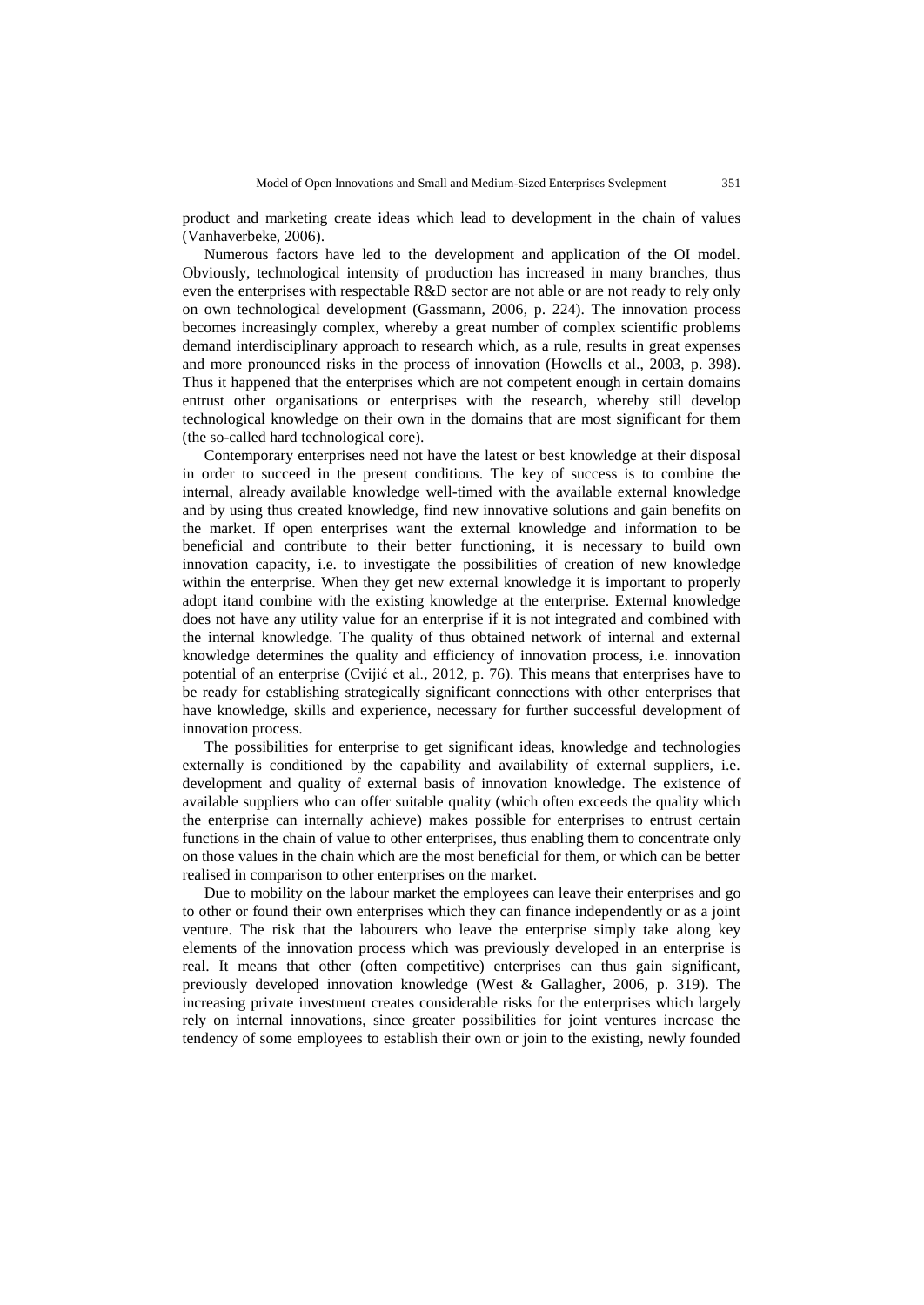product and marketing create ideas which lead to development in the chain of values (Vanhaverbeke, 2006).

Numerous factors have led to the development and application of the OI model. Obviously, technological intensity of production has increased in many branches, thus even the enterprises with respectable R&D sector are not able or are not ready to rely only on own technological development (Gassmann, 2006, p. 224). The innovation process becomes increasingly complex, whereby a great number of complex scientific problems demand interdisciplinary approach to research which, as a rule, results in great expenses and more pronounced risks in the process of innovation (Howells et al., 2003, p. 398). Thus it happened that the enterprises which are not competent enough in certain domains entrust other organisations or enterprises with the research, whereby still develop technological knowledge on their own in the domains that are most significant for them (the so-called hard technological core).

Contemporary enterprises need not have the latest or best knowledge at their disposal in order to succeed in the present conditions. The key of success is to combine the internal, already available knowledge well-timed with the available external knowledge and by using thus created knowledge, find new innovative solutions and gain benefits on the market. If open enterprises want the external knowledge and information to be beneficial and contribute to their better functioning, it is necessary to build own innovation capacity, i.e. to investigate the possibilities of creation of new knowledge within the enterprise. When they get new external knowledge it is important to properly adopt itand combine with the existing knowledge at the enterprise. External knowledge does not have any utility value for an enterprise if it is not integrated and combined with the internal knowledge. The quality of thus obtained network of internal and external knowledge determines the quality and efficiency of innovation process, i.e. innovation potential of an enterprise (Cvijić et al., 2012, p. 76). This means that enterprises have to be ready for establishing strategically significant connections with other enterprises that have knowledge, skills and experience, necessary for further successful development of innovation process.

The possibilities for enterprise to get significant ideas, knowledge and technologies externally is conditioned by the capability and availability of external suppliers, i.e. development and quality of external basis of innovation knowledge. The existence of available suppliers who can offer suitable quality (which often exceeds the quality which the enterprise can internally achieve) makes possible for enterprises to entrust certain functions in the chain of value to other enterprises, thus enabling them to concentrate only on those values in the chain which are the most beneficial for them, or which can be better realised in comparison to other enterprises on the market.

Due to mobility on the labour market the employees can leave their enterprises and go to other or found their own enterprises which they can finance independently or as a joint venture. The risk that the labourers who leave the enterprise simply take along key elements of the innovation process which was previously developed in an enterprise is real. It means that other (often competitive) enterprises can thus gain significant, previously developed innovation knowledge (West & Gallagher, 2006, p. 319). The increasing private investment creates considerable risks for the enterprises which largely rely on internal innovations, since greater possibilities for joint ventures increase the tendency of some employees to establish their own or join to the existing, newly founded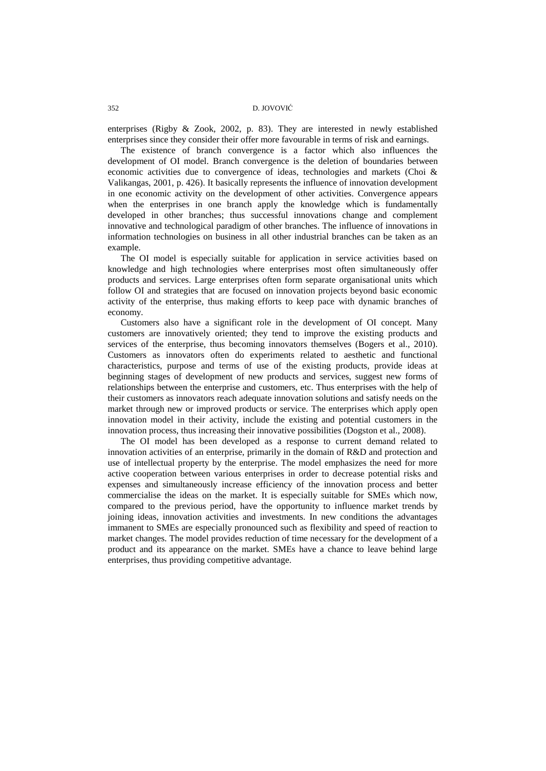enterprises (Rigby & Zook, 2002, p. 83). They are interested in newly established enterprises since they consider their offer more favourable in terms of risk and earnings.

The existence of branch convergence is a factor which also influences the development of OI model. Branch convergence is the deletion of boundaries between economic activities due to convergence of ideas, technologies and markets (Choi & Valikangas, 2001, p. 426). It basically represents the influence of innovation development in one economic activity on the development of other activities. Convergence appears when the enterprises in one branch apply the knowledge which is fundamentally developed in other branches; thus successful innovations change and complement innovative and technological paradigm of other branches. The influence of innovations in information technologies on business in all other industrial branches can be taken as an example.

The OI model is especially suitable for application in service activities based on knowledge and high technologies where enterprises most often simultaneously offer products and services. Large enterprises often form separate organisational units which follow OI and strategies that are focused on innovation projects beyond basic economic activity of the enterprise, thus making efforts to keep pace with dynamic branches of economy.

Customers also have a significant role in the development of OI concept. Many customers are innovatively oriented; they tend to improve the existing products and services of the enterprise, thus becoming innovators themselves (Bogers et al., 2010). Customers as innovators often do experiments related to aesthetic and functional characteristics, purpose and terms of use of the existing products, provide ideas at beginning stages of development of new products and services, suggest new forms of relationships between the enterprise and customers, etc. Thus enterprises with the help of their customers as innovators reach adequate innovation solutions and satisfy needs on the market through new or improved products or service. The enterprises which apply open innovation model in their activity, include the existing and potential customers in the innovation process, thus increasing their innovative possibilities (Dogston et al., 2008).

The OI model has been developed as a response to current demand related to innovation activities of an enterprise, primarily in the domain of R&D and protection and use of intellectual property by the enterprise. The model emphasizes the need for more active cooperation between various enterprises in order to decrease potential risks and expenses and simultaneously increase efficiency of the innovation process and better commercialise the ideas on the market. It is especially suitable for SMEs which now, compared to the previous period, have the opportunity to influence market trends by joining ideas, innovation activities and investments. In new conditions the advantages immanent to SMEs are especially pronounced such as flexibility and speed of reaction to market changes. The model provides reduction of time necessary for the development of a product and its appearance on the market. SMEs have a chance to leave behind large enterprises, thus providing competitive advantage.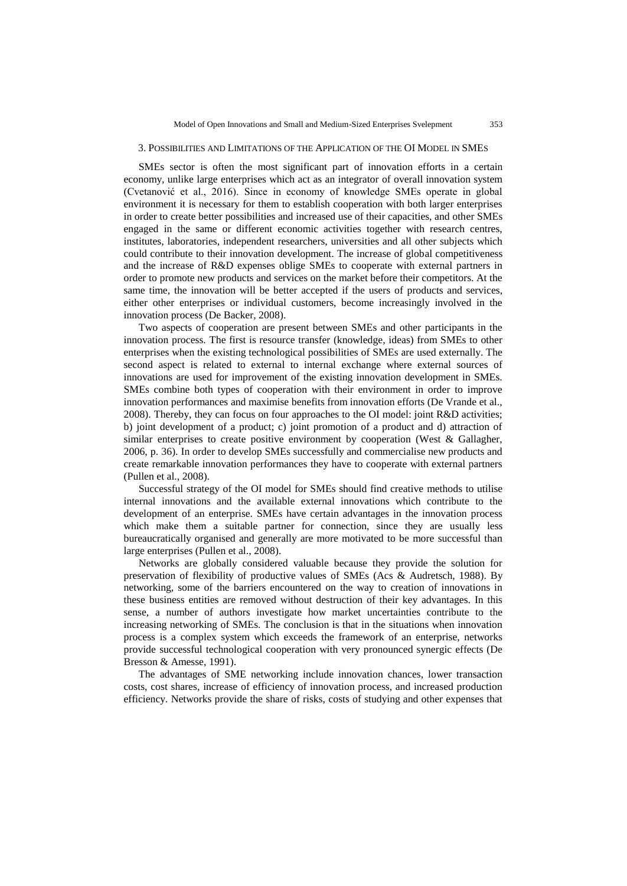## 3. Possibilities and Limitations of the Application of the OI Model in SMEs

SMEs sector is often the most significant part of innovation efforts in a certain economy, unlike large enterprises which act as an integrator of overall innovation system (Cvetanović et al., 2016). Since in economy of knowledge SMEs operate in global environment it is necessary for them to establish cooperation with both larger enterprises in order to create better possibilities and increased use of their capacities, and other SMEs engaged in the same or different economic activities together with research centres, institutes, laboratories, independent researchers, universities and all other subjects which could contribute to their innovation development. The increase of global competitiveness and the increase of R&D expenses oblige SMEs to cooperate with external partners in order to promote new products and services on the market before their competitors. At the same time, the innovation will be better accepted if the users of products and services, either other enterprises or individual customers, become increasingly involved in the innovation process (De Backer, 2008).

Two aspects of cooperation are present between SMEs and other participants in the innovation process. The first is resource transfer (knowledge, ideas) from SMEs to other enterprises when the existing technological possibilities of SMEs are used externally. The second aspect is related to external to internal exchange where external sources of innovations are used for improvement of the existing innovation development in SMEs. SMEs combine both types of cooperation with their environment in order to improve innovation performances and maximise benefits from innovation efforts (De Vrande et al., 2008). Thereby, they can focus on four approaches to the OI model: joint R&D activities; b) joint development of a product; c) joint promotion of a product and d) attraction of similar enterprises to create positive environment by cooperation (West & Gallagher, 2006, p. 36). In order to develop SMEs successfully and commercialise new products and create remarkable innovation performances they have to cooperate with external partners (Pullen et al., 2008).

Successful strategy of the OI model for SMEs should find creative methods to utilise internal innovations and the available external innovations which contribute to the development of an enterprise. SMEs have certain advantages in the innovation process which make them a suitable partner for connection, since they are usually less bureaucratically organised and generally are more motivated to be more successful than large enterprises (Pullen et al., 2008).

Networks are globally considered valuable because they provide the solution for preservation of flexibility of productive values of SMEs (Acs & Audretsch, 1988). By networking, some of the barriers encountered on the way to creation of innovations in these business entities are removed without destruction of their key advantages. In this sense, a number of authors investigate how market uncertainties contribute to the increasing networking of SMEs. The conclusion is that in the situations when innovation process is a complex system which exceeds the framework of an enterprise, networks provide successful technological cooperation with very pronounced synergic effects (De Bresson & Amesse, 1991).

The advantages of SME networking include innovation chances, lower transaction costs, cost shares, increase of efficiency of innovation process, and increased production efficiency. Networks provide the share of risks, costs of studying and other expenses that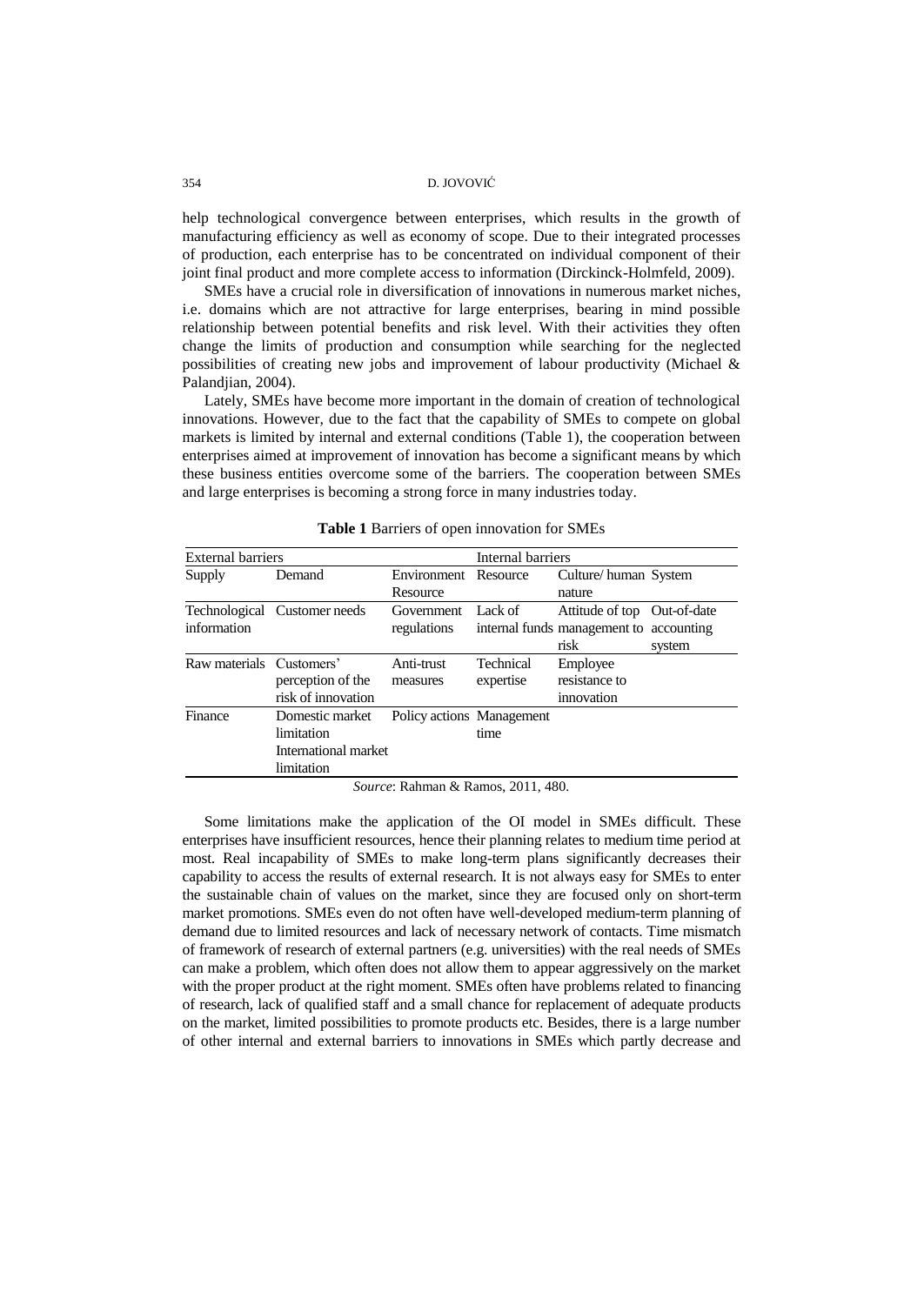help technological convergence between enterprises, which results in the growth of manufacturing efficiency as well as economy of scope. Due to their integrated processes of production, each enterprise has to be concentrated on individual component of their joint final product and more complete access to information (Dirckinck-Holmfeld, 2009).

SMEs have a crucial role in diversification of innovations in numerous market niches, i.e. domains which are not attractive for large enterprises, bearing in mind possible relationship between potential benefits and risk level. With their activities they often change the limits of production and consumption while searching for the neglected possibilities of creating new jobs and improvement of labour productivity (Michael & Palandjian, 2004).

Lately, SMEs have become more important in the domain of creation of technological innovations. However, due to the fact that the capability of SMEs to compete on global markets is limited by internal and external conditions (Table 1), the cooperation between enterprises aimed at improvement of innovation has become a significant means by which these business entities overcome some of the barriers. The cooperation between SMEs and large enterprises is becoming a strong force in many industries today.

**Table 1** Barriers of open innovation for SMEs

| External barriers | | | Internal barriers | | |
|---|---|---|---|---|---|
| Supply | Demand | Environment Resource | Resource | Culture/ human nature | System |
| Technological information | Customer needs | Government regulations | Lack of internal funds | Attitude of top management to risk | Out-of-date accounting system |
| Raw materials | Customers' perception of the risk of innovation | Anti-trust measures | Technical expertise | Employee resistance to innovation | |
| Finance | Domestic market limitation<br>International market limitation | Policy actions | Management time | | |

*Source*: Rahman & Ramos, 2011, 480.

Some limitations make the application of the OI model in SMEs difficult. These enterprises have insufficient resources, hence their planning relates to medium time period at most. Real incapability of SMEs to make long-term plans significantly decreases their capability to access the results of external research. It is not always easy for SMEs to enter the sustainable chain of values on the market, since they are focused only on short-term market promotions. SMEs even do not often have well-developed medium-term planning of demand due to limited resources and lack of necessary network of contacts. Time mismatch of framework of research of external partners (e.g. universities) with the real needs of SMEs can make a problem, which often does not allow them to appear aggressively on the market with the proper product at the right moment. SMEs often have problems related to financing of research, lack of qualified staff and a small chance for replacement of adequate products on the market, limited possibilities to promote products etc. Besides, there is a large number of other internal and external barriers to innovations in SMEs which partly decrease and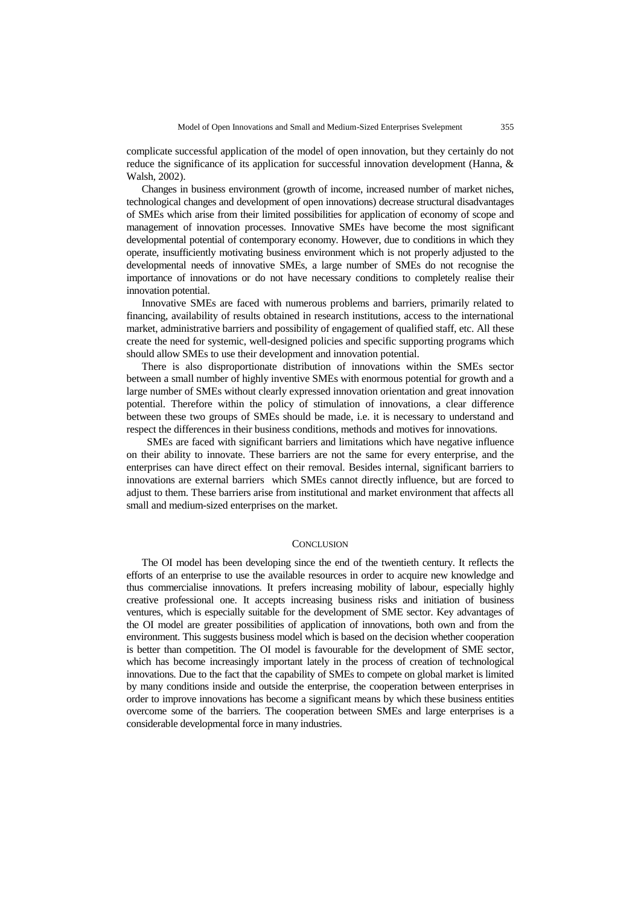complicate successful application of the model of open innovation, but they certainly do not reduce the significance of its application for successful innovation development (Hanna, & Walsh, 2002).

Changes in business environment (growth of income, increased number of market niches, technological changes and development of open innovations) decrease structural disadvantages of SMEs which arise from their limited possibilities for application of economy of scope and management of innovation processes. Innovative SMEs have become the most significant developmental potential of contemporary economy. However, due to conditions in which they operate, insufficiently motivating business environment which is not properly adjusted to the developmental needs of innovative SMEs, a large number of SMEs do not recognise the importance of innovations or do not have necessary conditions to completely realise their innovation potential.

Innovative SMEs are faced with numerous problems and barriers, primarily related to financing, availability of results obtained in research institutions, access to the international market, administrative barriers and possibility of engagement of qualified staff, etc. All these create the need for systemic, well-designed policies and specific supporting programs which should allow SMEs to use their development and innovation potential.

There is also disproportionate distribution of innovations within the SMEs sector between a small number of highly inventive SMEs with enormous potential for growth and a large number of SMEs without clearly expressed innovation orientation and great innovation potential. Therefore within the policy of stimulation of innovations, a clear difference between these two groups of SMEs should be made, i.e. it is necessary to understand and respect the differences in their business conditions, methods and motives for innovations.

SMEs are faced with significant barriers and limitations which have negative influence on their ability to innovate. These barriers are not the same for every enterprise, and the enterprises can have direct effect on their removal. Besides internal, significant barriers to innovations are external barriers which SMEs cannot directly influence, but are forced to adjust to them. These barriers arise from institutional and market environment that affects all small and medium-sized enterprises on the market.

## CONCLUSION

The OI model has been developing since the end of the twentieth century. It reflects the efforts of an enterprise to use the available resources in order to acquire new knowledge and thus commercialise innovations. It prefers increasing mobility of labour, especially highly creative professional one. It accepts increasing business risks and initiation of business ventures, which is especially suitable for the development of SME sector. Key advantages of the OI model are greater possibilities of application of innovations, both own and from the environment. This suggests business model which is based on the decision whether cooperation is better than competition. The OI model is favourable for the development of SME sector, which has become increasingly important lately in the process of creation of technological innovations. Due to the fact that the capability of SMEs to compete on global market is limited by many conditions inside and outside the enterprise, the cooperation between enterprises in order to improve innovations has become a significant means by which these business entities overcome some of the barriers. The cooperation between SMEs and large enterprises is a considerable developmental force in many industries.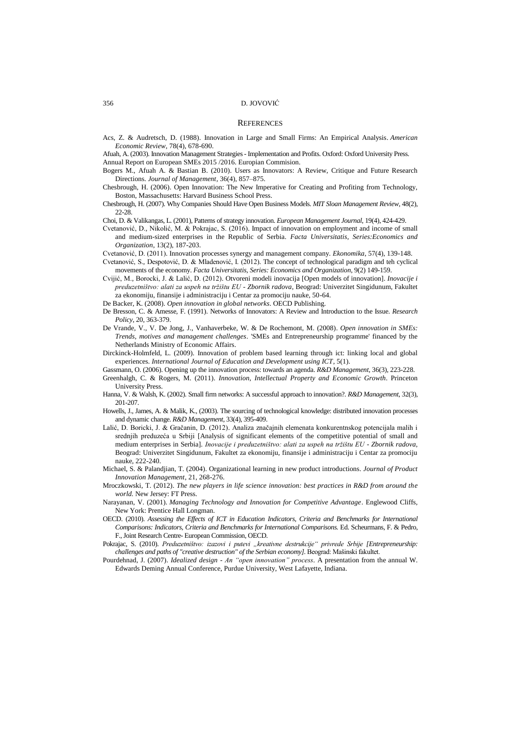## REFERENCES

Acs, Z. & Audretsch, D. (1988). Innovation in Large and Small Firms: An Empirical Analysis. *American Economic Review*, 78(4), 678-690.

Afuah, A. (2003). Innovation Management Strategies - Implementation and Profits. Oxford: Oxford University Press.

Annual Report on European SMEs 2015 /2016. Europian Commision.

Bogers M., Afuah A. & Bastian B. (2010). Users as Innovators: A Review, Critique and Future Research Directions. *Journal of Management*, 36(4), 857–875.

Chesbrough, H. (2006). Open Innovation: The New Imperative for Creating and Profiting from Technology, Boston, Massachusetts: Harvard Business School Press.

Chesbrough, H. (2007). Why Companies Should Have Open Business Models. *MIT Sloan Management Review*, 48(2), 22-28.

Choi, D. & Valikangas, L. (2001), Patterns of strategy innovation. *European Management Journal*, 19(4), 424-429.

Cvetanović, D., Nikolić, M. & Pokrajac, S. (2016). Impact of innovation on employment and income of small and medium-sized enterprises in the Republic of Serbia. *Facta Universitatis, Series:Economics and Organization*, 13(2), 187-203.

Cvetanović, D. (2011). Innovation processes synergy and management company. *Ekonomika*, 57(4), 139-148.

Cvetanović, S., Despotović, D. & Mladenović, I. (2012). The concept of technological paradigm and teh cyclical movements of the economy. *Facta Universitatis, Series: Economics and Organization*, 9(2) 149-159.

Cvijić, M., Borocki, J. & Lalić, D. (2012). Otvoreni modeli inovacija [Open models of innovation]. *Inovacije i preduzetništvo: alati za uspeh na tržištu EU - Zbornik radova*, Beograd: Univerzitet Singidunum, Fakultet za ekonomiju, finansije i administraciju i Centar za promociju nauke, 50-64.

De Backer, K. (2008). *Open innovation in global networks*. OECD Publishing.

De Bresson, C. & Amesse, F. (1991). Networks of Innovators: A Review and Introduction to the Issue. *Research Policy*, 20, 363-379.

De Vrande, V., V. De Jong, J., Vanhaverbeke, W. & De Rochemont, M. (2008). *Open innovation in SMEs: Trends, motives and management challenges*. 'SMEs and Entrepreneurship programme' financed by the Netherlands Ministry of Economic Affairs.

Dirckinck-Holmfeld, L. (2009). Innovation of problem based learning through ict: linking local and global experiences. *International Journal of Education and Development using ICT*, 5(1).

Gassmann, O. (2006). Opening up the innovation process: towards an agenda. *R&D Management*, 36(3), 223-228.

Greenhalgh, C. & Rogers, M. (2011). *Innovation, Intellectual Property and Economic Growth*. Princeton University Press.

Hanna, V. & Walsh, K. (2002). Small firm networks: A successful approach to innovation?. *R&D Management*, 32(3), 201-207.

Howells, J., James, A. & Malik, K., (2003). The sourcing of technological knowledge: distributed innovation processes and dynamic change. *R&D Management*, 33(4), 395-409.

Lalić, D. Boricki, J. & Gračanin, D. (2012). Analiza značajnih elemenata konkurentnskog potencijala malih i srednjih preduzeća u Srbiji [Analysis of significant elements of the competitive potential of small and medium enterprises in Serbia]. *Inovacije i preduzetništvo: alati za uspeh na tržištu EU - Zbornik radova*, Beograd: Univerzitet Singidunum, Fakultet za ekonomiju, finansije i administraciju i Centar za promociju nauke, 222-240.

Michael, S. & Palandjian, T. (2004). Organizational learning in new product introductions. *Journal of Product Innovation Management*, 21, 268-276.

Mroczkowski, T. (2012). *The new players in life science innovation: best practices in R&D from around the world*. New Jersey: FT Press.

Narayanan, V. (2001). *Managing Technology and Innovation for Competitive Advantage*. Englewood Cliffs, New York: Prentice Hall Longman.

OECD. (2010). *Assessing the Effects of ICT in Education Indicators, Criteria and Benchmarks for International Comparisons: Indicators, Criteria and Benchmarks for International Comparisons.* Ed. Scheurmans, F. & Pedro, F., Joint Research Centre- European Commission, OECD.

Pokrajac, S. (2010). *Preduzetništvo: izazovi i putevi „kreativne destrukcije" privrede Srbije [Entrepreneurship: challenges and paths of "creative destruction" of the Serbian economy]*. Beograd: Mašinski fakultet.

Pourdehnad, J. (2007). *Idealized design - An "open innovation" process*. A presentation from the annual W. Edwards Deming Annual Conference, Purdue University, West Lafayette, Indiana.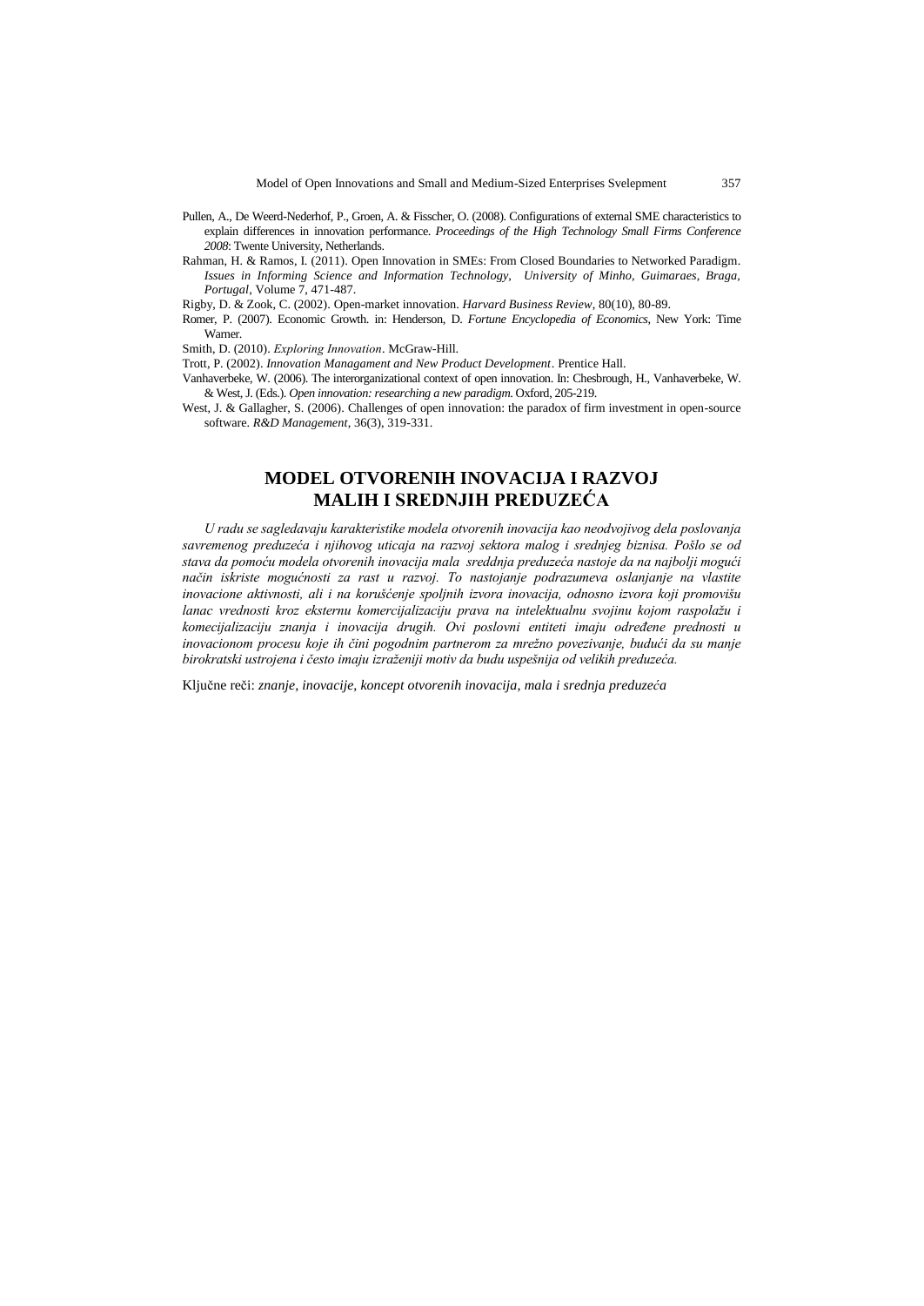Pullen, A., De Weerd-Nederhof, P., Groen, A. & Fisscher, O. (2008). Configurations of external SME characteristics to explain differences in innovation performance. *Proceedings of the High Technology Small Firms Conference 2008*: Twente University, Netherlands.

Rahman, H. & Ramos, I. (2011). Open Innovation in SMEs: From Closed Boundaries to Networked Paradigm. *Issues in Informing Science and Information Technology, University of Minho, Guimaraes, Braga, Portugal*, Volume 7, 471-487.

Rigby, D. & Zook, C. (2002). Open-market innovation. *Harvard Business Review*, 80(10), 80-89.

Romer, P. (2007). Economic Growth. in: Henderson, D. *Fortune Encyclopedia of Economics*, New York: Time Warner.

Smith, D. (2010). *Exploring Innovation*. McGraw-Hill.

Trott, P. (2002). *Innovation Managament and New Product Development*. Prentice Hall.

Vanhaverbeke, W. (2006). The interorganizational context of open innovation. In: Chesbrough, H., Vanhaverbeke, W. & West, J. (Eds.). *Open innovation: researching a new paradigm*. Oxford, 205-219.

West, J. & Gallagher, S. (2006). Challenges of open innovation: the paradox of firm investment in open-source software. *R&D Management*, 36(3), 319-331.

# MODEL OTVORENIH INOVACIJA I RAZVOJ MALIH I SREDNJIH PREDUZEĆA

*U radu se sagledavaju karakteristike modela otvorenih inovacija kao neodvojivog dela poslovanja savremenog preduzeća i njihovog uticaja na razvoj sektora malog i srednjeg biznisa. Pošlo se od stava da pomoću modela otvorenih inovacija mala sreddnja preduzeća nastoje da na najbolji mogući način iskriste mogućnosti za rast u razvoj. To nastojanje podrazumeva oslanjanje na vlastite inovacione aktivnosti, ali i na korušćenje spoljnih izvora inovacija, odnosno izvora koji promovišu lanac vrednosti kroz eksternu komercijalizaciju prava na intelektualnu svojinu kojom raspolažu i komecijalizaciju znanja i inovacija drugih. Ovi poslovni entiteti imaju određene prednosti u inovacionom procesu koje ih čini pogodnim partnerom za mrežno povezivanje, budući da su manje birokratski ustrojena i često imaju izraženiji motiv da budu uspešnija od velikih preduzeća.*

Ključne reči: *znanje, inovacije, koncept otvorenih inovacija, mala i srednja preduzeća*